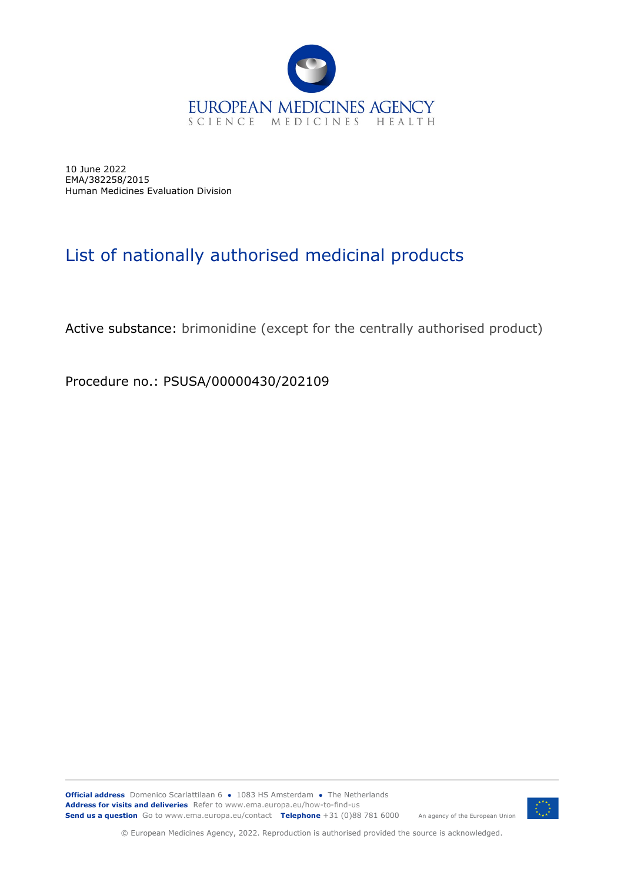10 June 2022
EMA/382258/2015
Human Medicines Evaluation Division

# List of nationally authorised medicinal products

Active substance: brimonidine (except for the centrally authorised product)

Procedure no.: PSUSA/00000430/202109

**Official address** Domenico Scarlattilaan 6 • 1083 HS Amsterdam • The Netherlands
**Address for visits and deliveries** Refer to www.ema.europa.eu/how-to-find-us
**Send us a question** Go to www.ema.europa.eu/contact **Telephone** +31 (0)88 781 6000

An agency of the European Union

© European Medicines Agency, 2022. Reproduction is authorised provided the source is acknowledged.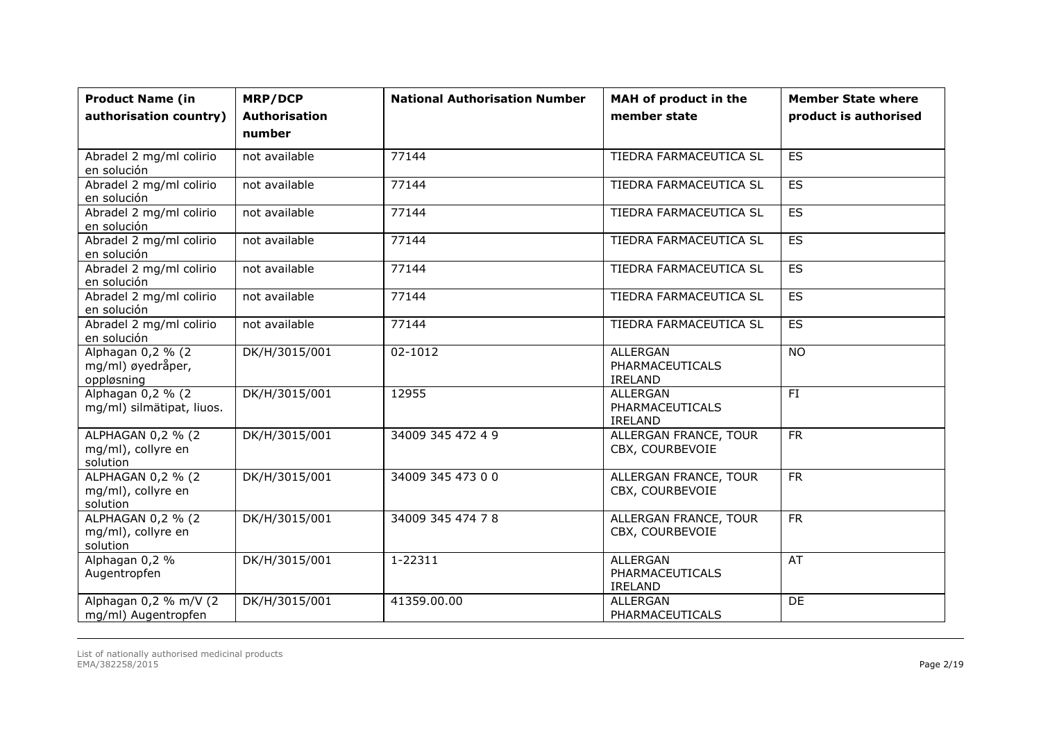| Product Name (in authorisation country) | MRP/DCP Authorisation number | National Authorisation Number | MAH of product in the member state | Member State where product is authorised |
|---|---|---|---|---|
| Abradel 2 mg/ml colirio en solución | not available | 77144 | TIEDRA FARMACEUTICA SL | ES |
| Abradel 2 mg/ml colirio en solución | not available | 77144 | TIEDRA FARMACEUTICA SL | ES |
| Abradel 2 mg/ml colirio en solución | not available | 77144 | TIEDRA FARMACEUTICA SL | ES |
| Abradel 2 mg/ml colirio en solución | not available | 77144 | TIEDRA FARMACEUTICA SL | ES |
| Abradel 2 mg/ml colirio en solución | not available | 77144 | TIEDRA FARMACEUTICA SL | ES |
| Abradel 2 mg/ml colirio en solución | not available | 77144 | TIEDRA FARMACEUTICA SL | ES |
| Abradel 2 mg/ml colirio en solución | not available | 77144 | TIEDRA FARMACEUTICA SL | ES |
| Alphagan 0,2 % (2 mg/ml) øyedråper, oppløsning | DK/H/3015/001 | 02-1012 | ALLERGAN PHARMACEUTICALS IRELAND | NO |
| Alphagan 0,2 % (2 mg/ml) silmätipat, liuos. | DK/H/3015/001 | 12955 | ALLERGAN PHARMACEUTICALS IRELAND | FI |
| ALPHAGAN 0,2 % (2 mg/ml), collyre en solution | DK/H/3015/001 | 34009 345 472 4 9 | ALLERGAN FRANCE, TOUR CBX, COURBEVOIE | FR |
| ALPHAGAN 0,2 % (2 mg/ml), collyre en solution | DK/H/3015/001 | 34009 345 473 0 0 | ALLERGAN FRANCE, TOUR CBX, COURBEVOIE | FR |
| ALPHAGAN 0,2 % (2 mg/ml), collyre en solution | DK/H/3015/001 | 34009 345 474 7 8 | ALLERGAN FRANCE, TOUR CBX, COURBEVOIE | FR |
| Alphagan 0,2 % Augentropfen | DK/H/3015/001 | 1-22311 | ALLERGAN PHARMACEUTICALS IRELAND | AT |
| Alphagan 0,2 % m/V (2 mg/ml) Augentropfen | DK/H/3015/001 | 41359.00.00 | ALLERGAN PHARMACEUTICALS | DE |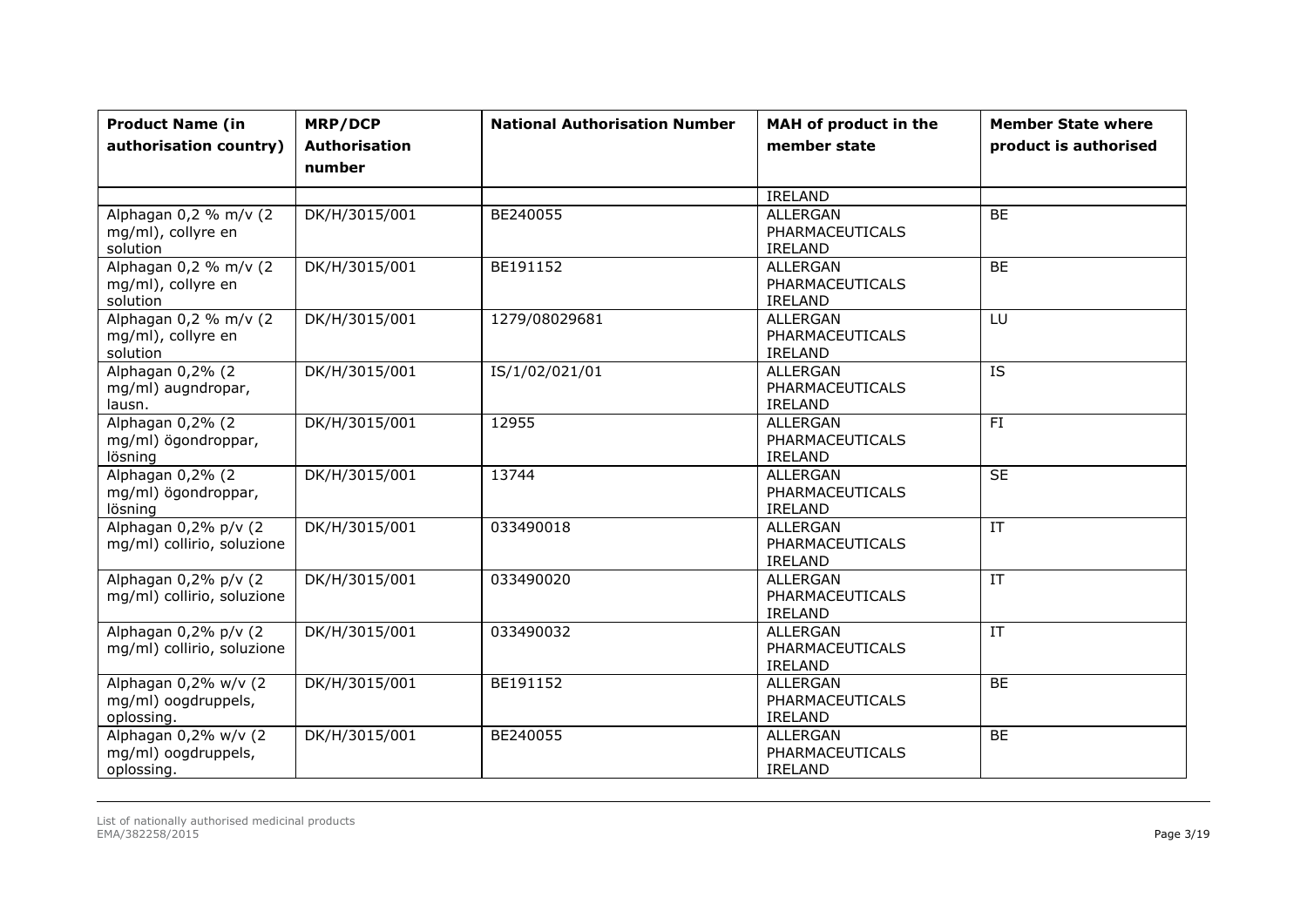| Product Name (in authorisation country) | MRP/DCP Authorisation number | National Authorisation Number | MAH of product in the member state | Member State where product is authorised |
|---|---|---|---|---|
| | | | IRELAND | |
| Alphagan 0,2 % m/v (2 mg/ml), collyre en solution | DK/H/3015/001 | BE240055 | ALLERGAN PHARMACEUTICALS IRELAND | BE |
| Alphagan 0,2 % m/v (2 mg/ml), collyre en solution | DK/H/3015/001 | BE191152 | ALLERGAN PHARMACEUTICALS IRELAND | BE |
| Alphagan 0,2 % m/v (2 mg/ml), collyre en solution | DK/H/3015/001 | 1279/08029681 | ALLERGAN PHARMACEUTICALS IRELAND | LU |
| Alphagan 0,2% (2 mg/ml) augndropar, lausn. | DK/H/3015/001 | IS/1/02/021/01 | ALLERGAN PHARMACEUTICALS IRELAND | IS |
| Alphagan 0,2% (2 mg/ml) ögondroppar, lösning | DK/H/3015/001 | 12955 | ALLERGAN PHARMACEUTICALS IRELAND | FI |
| Alphagan 0,2% (2 mg/ml) ögondroppar, lösning | DK/H/3015/001 | 13744 | ALLERGAN PHARMACEUTICALS IRELAND | SE |
| Alphagan 0,2% p/v (2 mg/ml) collirio, soluzione | DK/H/3015/001 | 033490018 | ALLERGAN PHARMACEUTICALS IRELAND | IT |
| Alphagan 0,2% p/v (2 mg/ml) collirio, soluzione | DK/H/3015/001 | 033490020 | ALLERGAN PHARMACEUTICALS IRELAND | IT |
| Alphagan 0,2% p/v (2 mg/ml) collirio, soluzione | DK/H/3015/001 | 033490032 | ALLERGAN PHARMACEUTICALS IRELAND | IT |
| Alphagan 0,2% w/v (2 mg/ml) oogdruppels, oplossing. | DK/H/3015/001 | BE191152 | ALLERGAN PHARMACEUTICALS IRELAND | BE |
| Alphagan 0,2% w/v (2 mg/ml) oogdruppels, oplossing. | DK/H/3015/001 | BE240055 | ALLERGAN PHARMACEUTICALS IRELAND | BE |

List of nationally authorised medicinal products
EMA/382258/2015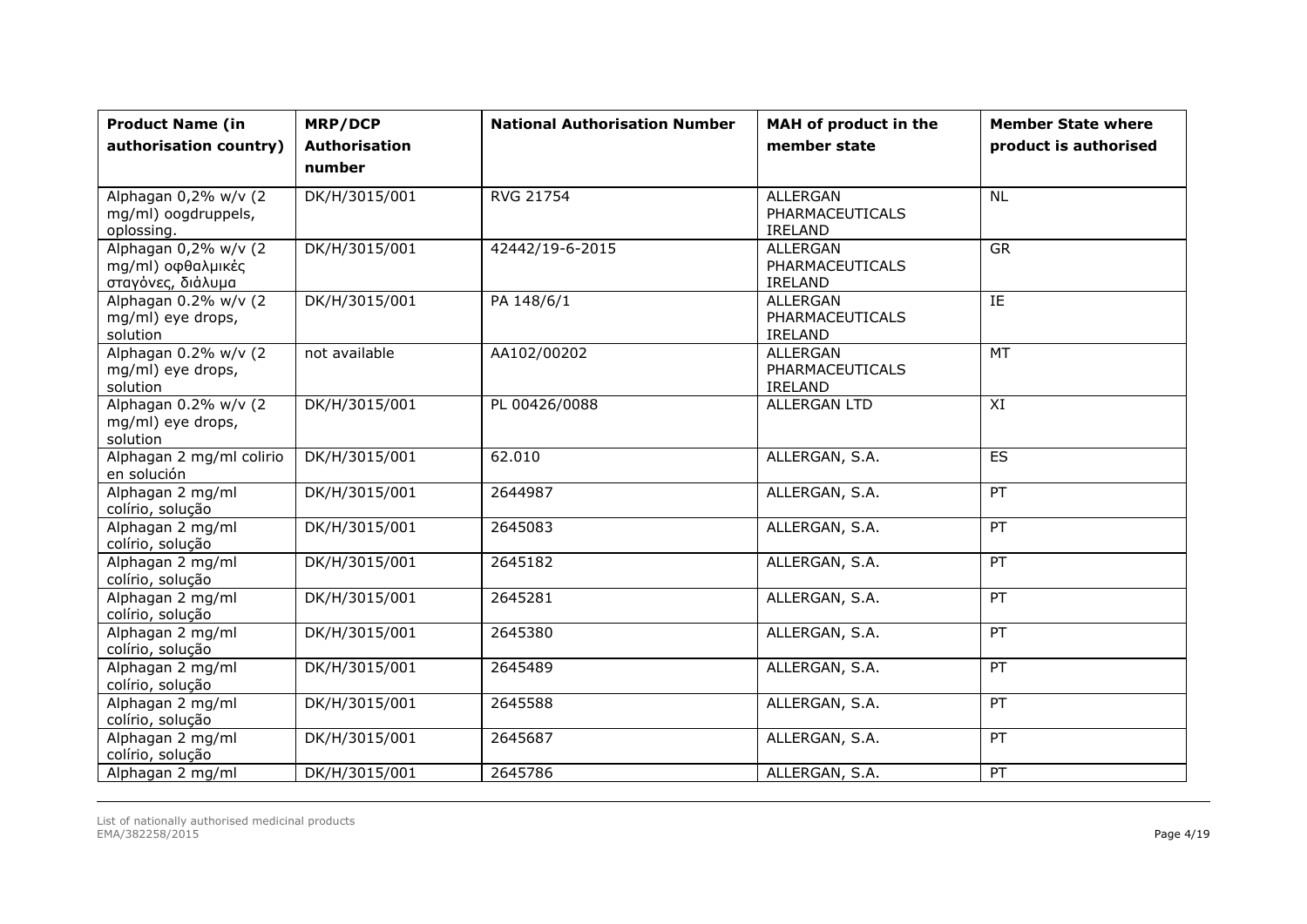| Product Name (in authorisation country) | MRP/DCP Authorisation number | National Authorisation Number | MAH of product in the member state | Member State where product is authorised |
|---|---|---|---|---|
| Alphagan 0,2% w/v (2 mg/ml) oogdruppels, oplossing. | DK/H/3015/001 | RVG 21754 | ALLERGAN PHARMACEUTICALS IRELAND | NL |
| Alphagan 0,2% w/v (2 mg/ml) οφθαλμικές σταγόνες, διάλυμα | DK/H/3015/001 | 42442/19-6-2015 | ALLERGAN PHARMACEUTICALS IRELAND | GR |
| Alphagan 0.2% w/v (2 mg/ml) eye drops, solution | DK/H/3015/001 | PA 148/6/1 | ALLERGAN PHARMACEUTICALS IRELAND | IE |
| Alphagan 0.2% w/v (2 mg/ml) eye drops, solution | not available | AA102/00202 | ALLERGAN PHARMACEUTICALS IRELAND | MT |
| Alphagan 0.2% w/v (2 mg/ml) eye drops, solution | DK/H/3015/001 | PL 00426/0088 | ALLERGAN LTD | XI |
| Alphagan 2 mg/ml colirio en solución | DK/H/3015/001 | 62.010 | ALLERGAN, S.A. | ES |
| Alphagan 2 mg/ml colírio, solução | DK/H/3015/001 | 2644987 | ALLERGAN, S.A. | PT |
| Alphagan 2 mg/ml colírio, solução | DK/H/3015/001 | 2645083 | ALLERGAN, S.A. | PT |
| Alphagan 2 mg/ml colírio, solução | DK/H/3015/001 | 2645182 | ALLERGAN, S.A. | PT |
| Alphagan 2 mg/ml colírio, solução | DK/H/3015/001 | 2645281 | ALLERGAN, S.A. | PT |
| Alphagan 2 mg/ml colírio, solução | DK/H/3015/001 | 2645380 | ALLERGAN, S.A. | PT |
| Alphagan 2 mg/ml colírio, solução | DK/H/3015/001 | 2645489 | ALLERGAN, S.A. | PT |
| Alphagan 2 mg/ml colírio, solução | DK/H/3015/001 | 2645588 | ALLERGAN, S.A. | PT |
| Alphagan 2 mg/ml colírio, solução | DK/H/3015/001 | 2645687 | ALLERGAN, S.A. | PT |
| Alphagan 2 mg/ml | DK/H/3015/001 | 2645786 | ALLERGAN, S.A. | PT |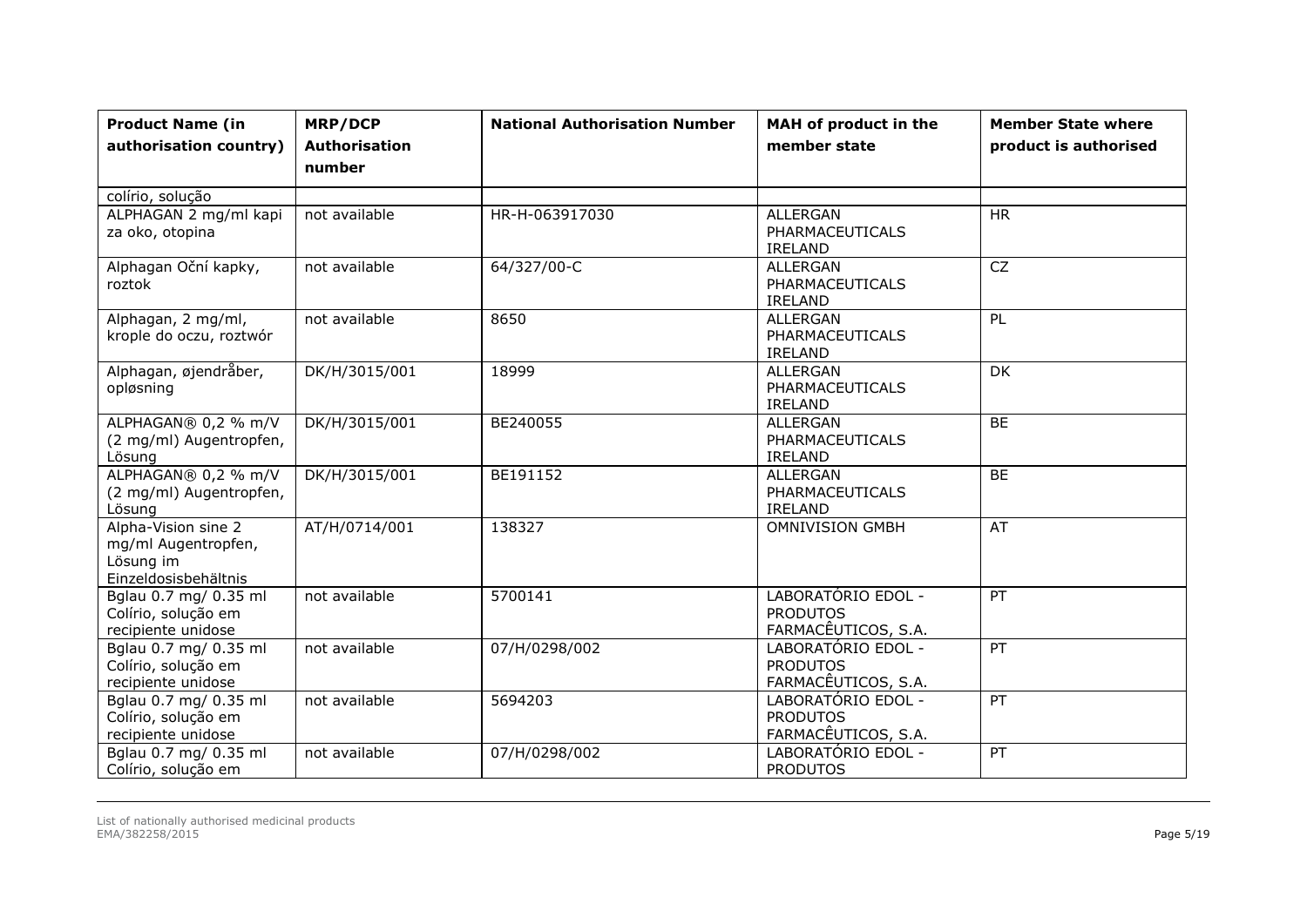| Product Name (in authorisation country) | MRP/DCP Authorisation number | National Authorisation Number | MAH of product in the member state | Member State where product is authorised |
|---|---|---|---|---|
| colírio, solução | | | | |
| ALPHAGAN 2 mg/ml kapi za oko, otopina | not available | HR-H-063917030 | ALLERGAN PHARMACEUTICALS IRELAND | HR |
| Alphagan Oční kapky, roztok | not available | 64/327/00-C | ALLERGAN PHARMACEUTICALS IRELAND | CZ |
| Alphagan, 2 mg/ml, krople do oczu, roztwór | not available | 8650 | ALLERGAN PHARMACEUTICALS IRELAND | PL |
| Alphagan, øjendråber, opløsning | DK/H/3015/001 | 18999 | ALLERGAN PHARMACEUTICALS IRELAND | DK |
| ALPHAGAN® 0,2 % m/V (2 mg/ml) Augentropfen, Lösung | DK/H/3015/001 | BE240055 | ALLERGAN PHARMACEUTICALS IRELAND | BE |
| ALPHAGAN® 0,2 % m/V (2 mg/ml) Augentropfen, Lösung | DK/H/3015/001 | BE191152 | ALLERGAN PHARMACEUTICALS IRELAND | BE |
| Alpha-Vision sine 2 mg/ml Augentropfen, Lösung im Einzeldosisbehältnis | AT/H/0714/001 | 138327 | OMNIVISION GMBH | AT |
| Bglau 0.7 mg/ 0.35 ml Colírio, solução em recipiente unidose | not available | 5700141 | LABORATÓRIO EDOL - PRODUTOS FARMACÊUTICOS, S.A. | PT |
| Bglau 0.7 mg/ 0.35 ml Colírio, solução em recipiente unidose | not available | 07/H/0298/002 | LABORATÓRIO EDOL - PRODUTOS FARMACÊUTICOS, S.A. | PT |
| Bglau 0.7 mg/ 0.35 ml Colírio, solução em recipiente unidose | not available | 5694203 | LABORATÓRIO EDOL - PRODUTOS FARMACÊUTICOS, S.A. | PT |
| Bglau 0.7 mg/ 0.35 ml Colírio, solução em | not available | 07/H/0298/002 | LABORATÓRIO EDOL - PRODUTOS | PT |

List of nationally authorised medicinal products
EMA/382258/2015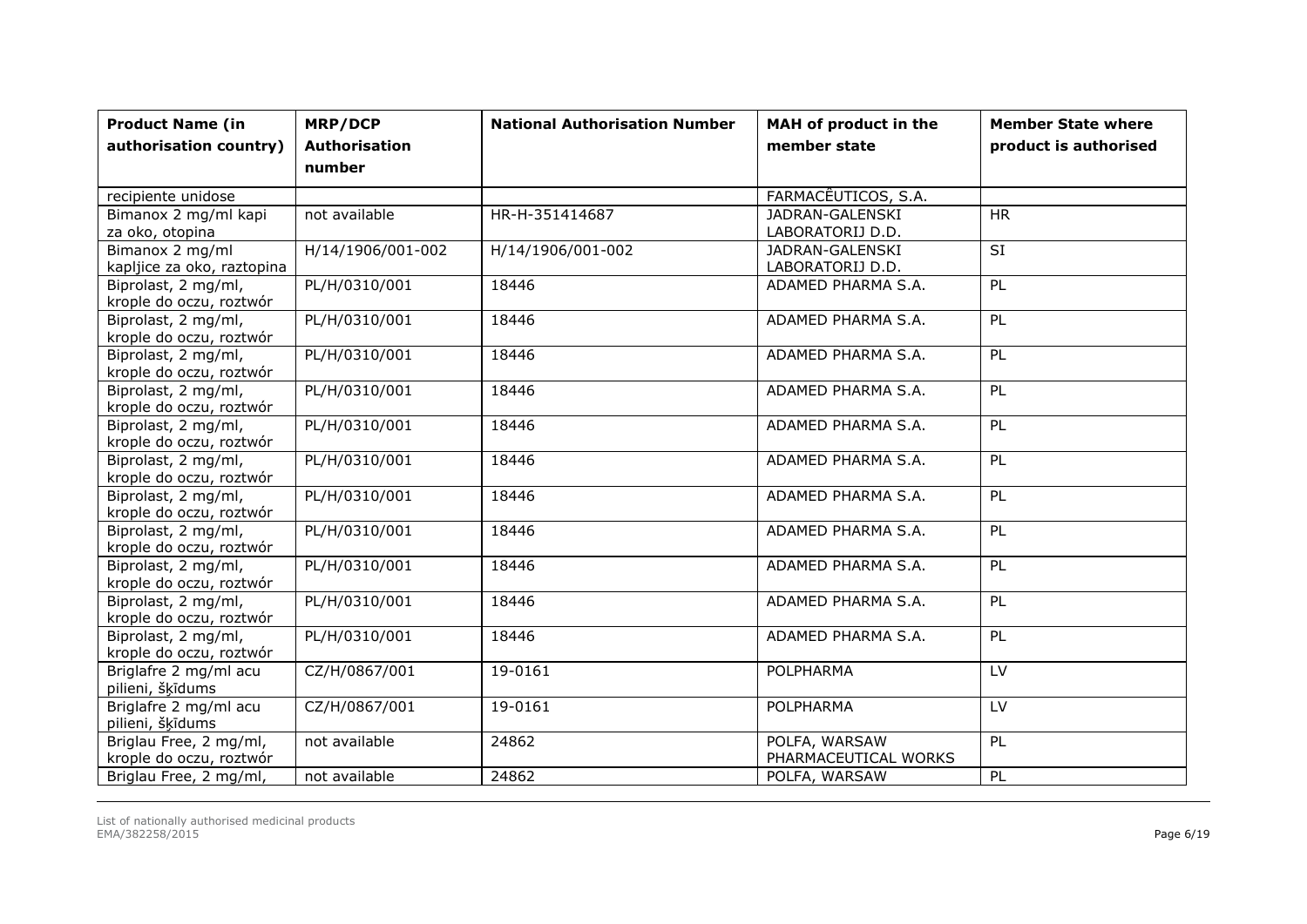| Product Name (in authorisation country) | MRP/DCP Authorisation number | National Authorisation Number | MAH of product in the member state | Member State where product is authorised |
|---|---|---|---|---|
| recipiente unidose | | | FARMACÊUTICOS, S.A. | |
| Bimanox 2 mg/ml kapi za oko, otopina | not available | HR-H-351414687 | JADRAN-GALENSKI LABORATORIJ D.D. | HR |
| Bimanox 2 mg/ml kapljice za oko, raztopina | H/14/1906/001-002 | H/14/1906/001-002 | JADRAN-GALENSKI LABORATORIJ D.D. | SI |
| Biprolast, 2 mg/ml, krople do oczu, roztwór | PL/H/0310/001 | 18446 | ADAMED PHARMA S.A. | PL |
| Biprolast, 2 mg/ml, krople do oczu, roztwór | PL/H/0310/001 | 18446 | ADAMED PHARMA S.A. | PL |
| Biprolast, 2 mg/ml, krople do oczu, roztwór | PL/H/0310/001 | 18446 | ADAMED PHARMA S.A. | PL |
| Biprolast, 2 mg/ml, krople do oczu, roztwór | PL/H/0310/001 | 18446 | ADAMED PHARMA S.A. | PL |
| Biprolast, 2 mg/ml, krople do oczu, roztwór | PL/H/0310/001 | 18446 | ADAMED PHARMA S.A. | PL |
| Biprolast, 2 mg/ml, krople do oczu, roztwór | PL/H/0310/001 | 18446 | ADAMED PHARMA S.A. | PL |
| Biprolast, 2 mg/ml, krople do oczu, roztwór | PL/H/0310/001 | 18446 | ADAMED PHARMA S.A. | PL |
| Biprolast, 2 mg/ml, krople do oczu, roztwór | PL/H/0310/001 | 18446 | ADAMED PHARMA S.A. | PL |
| Biprolast, 2 mg/ml, krople do oczu, roztwór | PL/H/0310/001 | 18446 | ADAMED PHARMA S.A. | PL |
| Biprolast, 2 mg/ml, krople do oczu, roztwór | PL/H/0310/001 | 18446 | ADAMED PHARMA S.A. | PL |
| Biprolast, 2 mg/ml, krople do oczu, roztwór | PL/H/0310/001 | 18446 | ADAMED PHARMA S.A. | PL |
| Briglafre 2 mg/ml acu pilieni, šķīdums | CZ/H/0867/001 | 19-0161 | POLPHARMA | LV |
| Briglafre 2 mg/ml acu pilieni, šķīdums | CZ/H/0867/001 | 19-0161 | POLPHARMA | LV |
| Briglau Free, 2 mg/ml, krople do oczu, roztwór | not available | 24862 | POLFA, WARSAW PHARMACEUTICAL WORKS | PL |
| Briglau Free, 2 mg/ml, | not available | 24862 | POLFA, WARSAW | PL |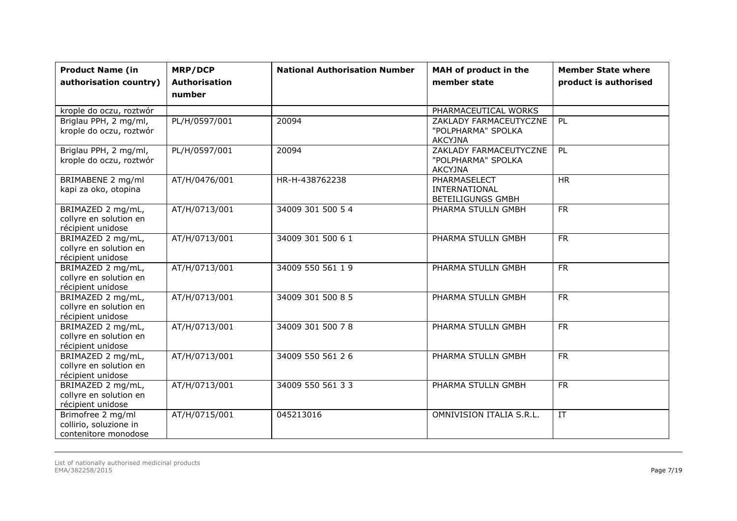| Product Name (in authorisation country) | MRP/DCP Authorisation number | National Authorisation Number | MAH of product in the member state | Member State where product is authorised |
|---|---|---|---|---|
| krople do oczu, roztwór | | | PHARMACEUTICAL WORKS | |
| Briglau PPH, 2 mg/ml, krople do oczu, roztwór | PL/H/0597/001 | 20094 | ZAKLADY FARMACEUTYCZNE "POLPHARMA" SPOLKA AKCYJNA | PL |
| Briglau PPH, 2 mg/ml, krople do oczu, roztwór | PL/H/0597/001 | 20094 | ZAKLADY FARMACEUTYCZNE "POLPHARMA" SPOLKA AKCYJNA | PL |
| BRIMABENE 2 mg/ml kapi za oko, otopina | AT/H/0476/001 | HR-H-438762238 | PHARMASELECT INTERNATIONAL BETEILIGUNGS GMBH | HR |
| BRIMAZED 2 mg/mL, collyre en solution en récipient unidose | AT/H/0713/001 | 34009 301 500 5 4 | PHARMA STULLN GMBH | FR |
| BRIMAZED 2 mg/mL, collyre en solution en récipient unidose | AT/H/0713/001 | 34009 301 500 6 1 | PHARMA STULLN GMBH | FR |
| BRIMAZED 2 mg/mL, collyre en solution en récipient unidose | AT/H/0713/001 | 34009 550 561 1 9 | PHARMA STULLN GMBH | FR |
| BRIMAZED 2 mg/mL, collyre en solution en récipient unidose | AT/H/0713/001 | 34009 301 500 8 5 | PHARMA STULLN GMBH | FR |
| BRIMAZED 2 mg/mL, collyre en solution en récipient unidose | AT/H/0713/001 | 34009 301 500 7 8 | PHARMA STULLN GMBH | FR |
| BRIMAZED 2 mg/mL, collyre en solution en récipient unidose | AT/H/0713/001 | 34009 550 561 2 6 | PHARMA STULLN GMBH | FR |
| BRIMAZED 2 mg/mL, collyre en solution en récipient unidose | AT/H/0713/001 | 34009 550 561 3 3 | PHARMA STULLN GMBH | FR |
| Brimofree 2 mg/ml collirio, soluzione in contenitore monodose | AT/H/0715/001 | 045213016 | OMNIVISION ITALIA S.R.L. | IT |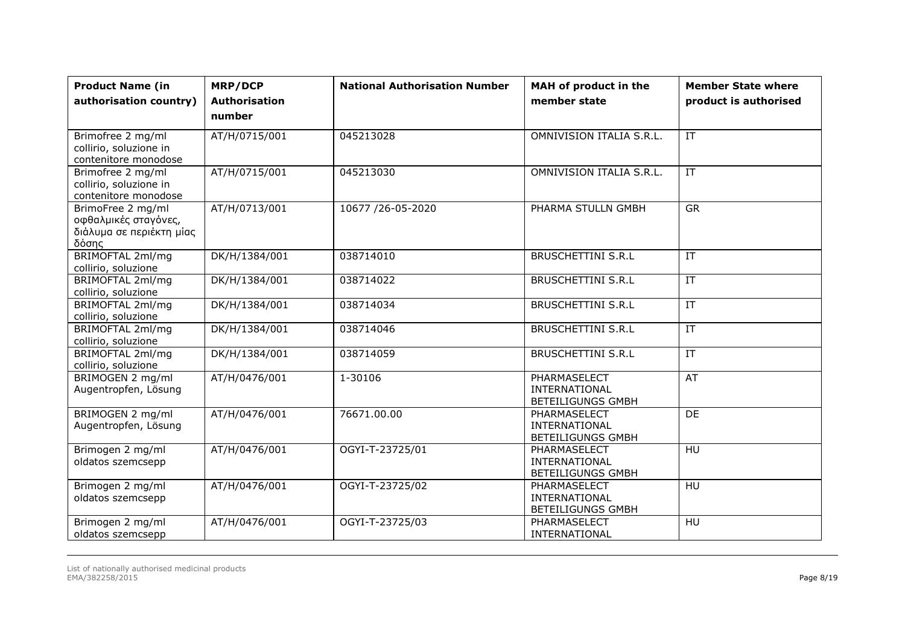| Product Name (in authorisation country) | MRP/DCP Authorisation number | National Authorisation Number | MAH of product in the member state | Member State where product is authorised |
|---|---|---|---|---|
| Brimofree 2 mg/ml collirio, soluzione in contenitore monodose | AT/H/0715/001 | 045213028 | OMNIVISION ITALIA S.R.L. | IT |
| Brimofree 2 mg/ml collirio, soluzione in contenitore monodose | AT/H/0715/001 | 045213030 | OMNIVISION ITALIA S.R.L. | IT |
| BrimoFree 2 mg/ml οφθαλμικές σταγόνες, διάλυμα σε περιέκτη μίας δόσης | AT/H/0713/001 | 10677 /26-05-2020 | PHARMA STULLN GMBH | GR |
| BRIMOFTAL 2ml/mg collirio, soluzione | DK/H/1384/001 | 038714010 | BRUSCHETTINI S.R.L | IT |
| BRIMOFTAL 2ml/mg collirio, soluzione | DK/H/1384/001 | 038714022 | BRUSCHETTINI S.R.L | IT |
| BRIMOFTAL 2ml/mg collirio, soluzione | DK/H/1384/001 | 038714034 | BRUSCHETTINI S.R.L | IT |
| BRIMOFTAL 2ml/mg collirio, soluzione | DK/H/1384/001 | 038714046 | BRUSCHETTINI S.R.L | IT |
| BRIMOFTAL 2ml/mg collirio, soluzione | DK/H/1384/001 | 038714059 | BRUSCHETTINI S.R.L | IT |
| BRIMOGEN 2 mg/ml Augentropfen, Lösung | AT/H/0476/001 | 1-30106 | PHARMASELECT INTERNATIONAL BETEILIGUNGS GMBH | AT |
| BRIMOGEN 2 mg/ml Augentropfen, Lösung | AT/H/0476/001 | 76671.00.00 | PHARMASELECT INTERNATIONAL BETEILIGUNGS GMBH | DE |
| Brimogen 2 mg/ml oldatos szemcsepp | AT/H/0476/001 | OGYI-T-23725/01 | PHARMASELECT INTERNATIONAL BETEILIGUNGS GMBH | HU |
| Brimogen 2 mg/ml oldatos szemcsepp | AT/H/0476/001 | OGYI-T-23725/02 | PHARMASELECT INTERNATIONAL BETEILIGUNGS GMBH | HU |
| Brimogen 2 mg/ml oldatos szemcsepp | AT/H/0476/001 | OGYI-T-23725/03 | PHARMASELECT INTERNATIONAL | HU |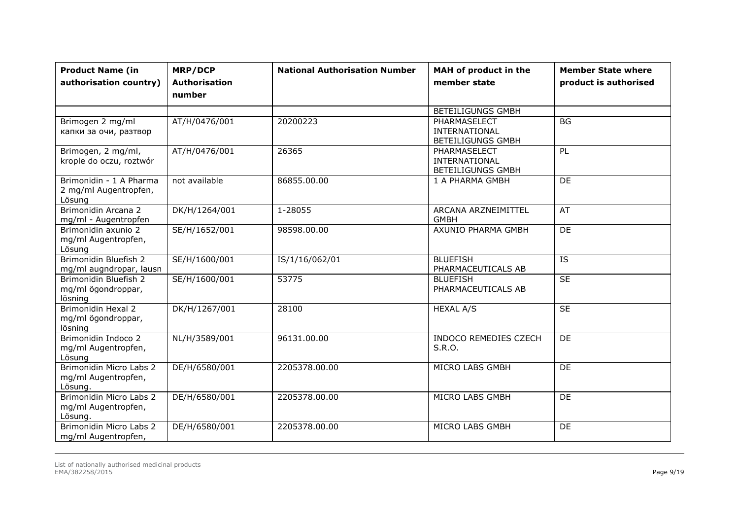| Product Name (in authorisation country) | MRP/DCP Authorisation number | National Authorisation Number | MAH of product in the member state | Member State where product is authorised |
|---|---|---|---|---|
| | | | BETEILIGUNGS GMBH | |
| Brimogen 2 mg/ml капки за очи, разтвор | AT/H/0476/001 | 20200223 | PHARMASELECT INTERNATIONAL BETEILIGUNGS GMBH | BG |
| Brimogen, 2 mg/ml, krople do oczu, roztwór | AT/H/0476/001 | 26365 | PHARMASELECT INTERNATIONAL BETEILIGUNGS GMBH | PL |
| Brimonidin - 1 A Pharma 2 mg/ml Augentropfen, Lösung | not available | 86855.00.00 | 1 A PHARMA GMBH | DE |
| Brimonidin Arcana 2 mg/ml - Augentropfen | DK/H/1264/001 | 1-28055 | ARCANA ARZNEIMITTEL GMBH | AT |
| Brimonidin axunio 2 mg/ml Augentropfen, Lösung | SE/H/1652/001 | 98598.00.00 | AXUNIO PHARMA GMBH | DE |
| Brimonidin Bluefish 2 mg/ml augndropar, lausn | SE/H/1600/001 | IS/1/16/062/01 | BLUEFISH PHARMACEUTICALS AB | IS |
| Brimonidin Bluefish 2 mg/ml ögondroppar, lösning | SE/H/1600/001 | 53775 | BLUEFISH PHARMACEUTICALS AB | SE |
| Brimonidin Hexal 2 mg/ml ögondroppar, lösning | DK/H/1267/001 | 28100 | HEXAL A/S | SE |
| Brimonidin Indoco 2 mg/ml Augentropfen, Lösung | NL/H/3589/001 | 96131.00.00 | INDOCO REMEDIES CZECH S.R.O. | DE |
| Brimonidin Micro Labs 2 mg/ml Augentropfen, Lösung. | DE/H/6580/001 | 2205378.00.00 | MICRO LABS GMBH | DE |
| Brimonidin Micro Labs 2 mg/ml Augentropfen, Lösung. | DE/H/6580/001 | 2205378.00.00 | MICRO LABS GMBH | DE |
| Brimonidin Micro Labs 2 mg/ml Augentropfen, | DE/H/6580/001 | 2205378.00.00 | MICRO LABS GMBH | DE |

List of nationally authorised medicinal products
EMA/382258/2015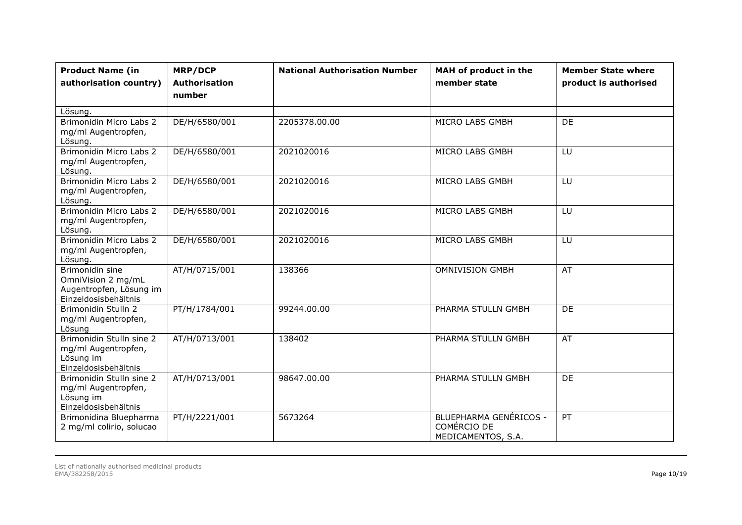| Product Name (in authorisation country) | MRP/DCP Authorisation number | National Authorisation Number | MAH of product in the member state | Member State where product is authorised |
|---|---|---|---|---|
| Lösung. | | | | |
| Brimonidin Micro Labs 2 mg/ml Augentropfen, Lösung. | DE/H/6580/001 | 2205378.00.00 | MICRO LABS GMBH | DE |
| Brimonidin Micro Labs 2 mg/ml Augentropfen, Lösung. | DE/H/6580/001 | 2021020016 | MICRO LABS GMBH | LU |
| Brimonidin Micro Labs 2 mg/ml Augentropfen, Lösung. | DE/H/6580/001 | 2021020016 | MICRO LABS GMBH | LU |
| Brimonidin Micro Labs 2 mg/ml Augentropfen, Lösung. | DE/H/6580/001 | 2021020016 | MICRO LABS GMBH | LU |
| Brimonidin Micro Labs 2 mg/ml Augentropfen, Lösung. | DE/H/6580/001 | 2021020016 | MICRO LABS GMBH | LU |
| Brimonidin sine OmniVision 2 mg/mL Augentropfen, Lösung im Einzeldosisbehältnis | AT/H/0715/001 | 138366 | OMNIVISION GMBH | AT |
| Brimonidin Stulln 2 mg/ml Augentropfen, Lösung | PT/H/1784/001 | 99244.00.00 | PHARMA STULLN GMBH | DE |
| Brimonidin Stulln sine 2 mg/ml Augentropfen, Lösung im Einzeldosisbehältnis | AT/H/0713/001 | 138402 | PHARMA STULLN GMBH | AT |
| Brimonidin Stulln sine 2 mg/ml Augentropfen, Lösung im Einzeldosisbehältnis | AT/H/0713/001 | 98647.00.00 | PHARMA STULLN GMBH | DE |
| Brimonidina Bluepharma 2 mg/ml colirio, solucao | PT/H/2221/001 | 5673264 | BLUEPHARMA GENÉRICOS - COMÉRCIO DE MEDICAMENTOS, S.A. | PT |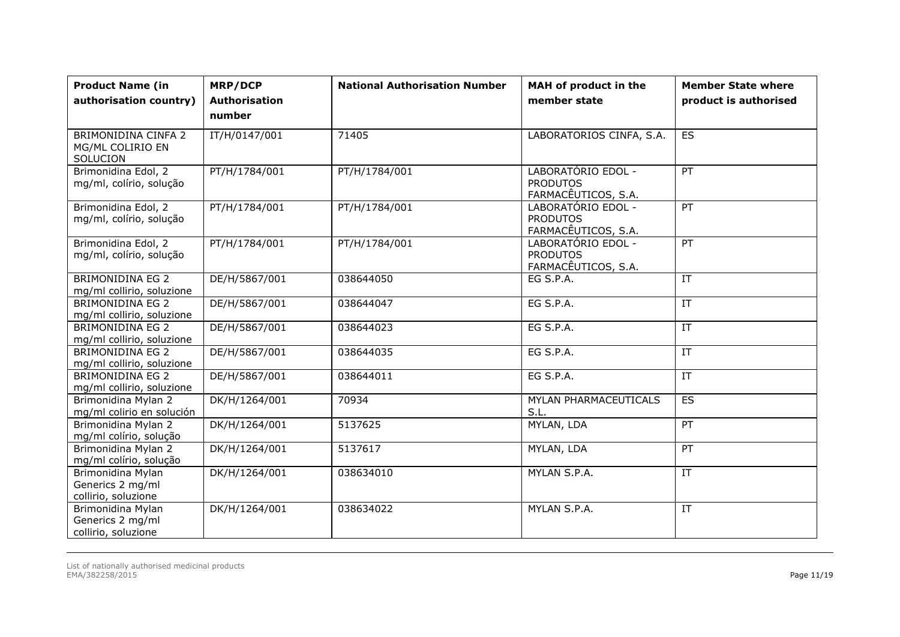| Product Name (in authorisation country) | MRP/DCP Authorisation number | National Authorisation Number | MAH of product in the member state | Member State where product is authorised |
|---|---|---|---|---|
| BRIMONIDINA CINFA 2 MG/ML COLIRIO EN SOLUCION | IT/H/0147/001 | 71405 | LABORATORIOS CINFA, S.A. | ES |
| Brimonidina Edol, 2 mg/ml, colírio, solução | PT/H/1784/001 | PT/H/1784/001 | LABORATÓRIO EDOL - PRODUTOS FARMACÊUTICOS, S.A. | PT |
| Brimonidina Edol, 2 mg/ml, colírio, solução | PT/H/1784/001 | PT/H/1784/001 | LABORATÓRIO EDOL - PRODUTOS FARMACÊUTICOS, S.A. | PT |
| Brimonidina Edol, 2 mg/ml, colírio, solução | PT/H/1784/001 | PT/H/1784/001 | LABORATÓRIO EDOL - PRODUTOS FARMACÊUTICOS, S.A. | PT |
| BRIMONIDINA EG 2 mg/ml collirio, soluzione | DE/H/5867/001 | 038644050 | EG S.P.A. | IT |
| BRIMONIDINA EG 2 mg/ml collirio, soluzione | DE/H/5867/001 | 038644047 | EG S.P.A. | IT |
| BRIMONIDINA EG 2 mg/ml collirio, soluzione | DE/H/5867/001 | 038644023 | EG S.P.A. | IT |
| BRIMONIDINA EG 2 mg/ml collirio, soluzione | DE/H/5867/001 | 038644035 | EG S.P.A. | IT |
| BRIMONIDINA EG 2 mg/ml collirio, soluzione | DE/H/5867/001 | 038644011 | EG S.P.A. | IT |
| Brimonidina Mylan 2 mg/ml colirio en solución | DK/H/1264/001 | 70934 | MYLAN PHARMACEUTICALS S.L. | ES |
| Brimonidina Mylan 2 mg/ml colírio, solução | DK/H/1264/001 | 5137625 | MYLAN, LDA | PT |
| Brimonidina Mylan 2 mg/ml colírio, solução | DK/H/1264/001 | 5137617 | MYLAN, LDA | PT |
| Brimonidina Mylan Generics 2 mg/ml collirio, soluzione | DK/H/1264/001 | 038634010 | MYLAN S.P.A. | IT |
| Brimonidina Mylan Generics 2 mg/ml collirio, soluzione | DK/H/1264/001 | 038634022 | MYLAN S.P.A. | IT |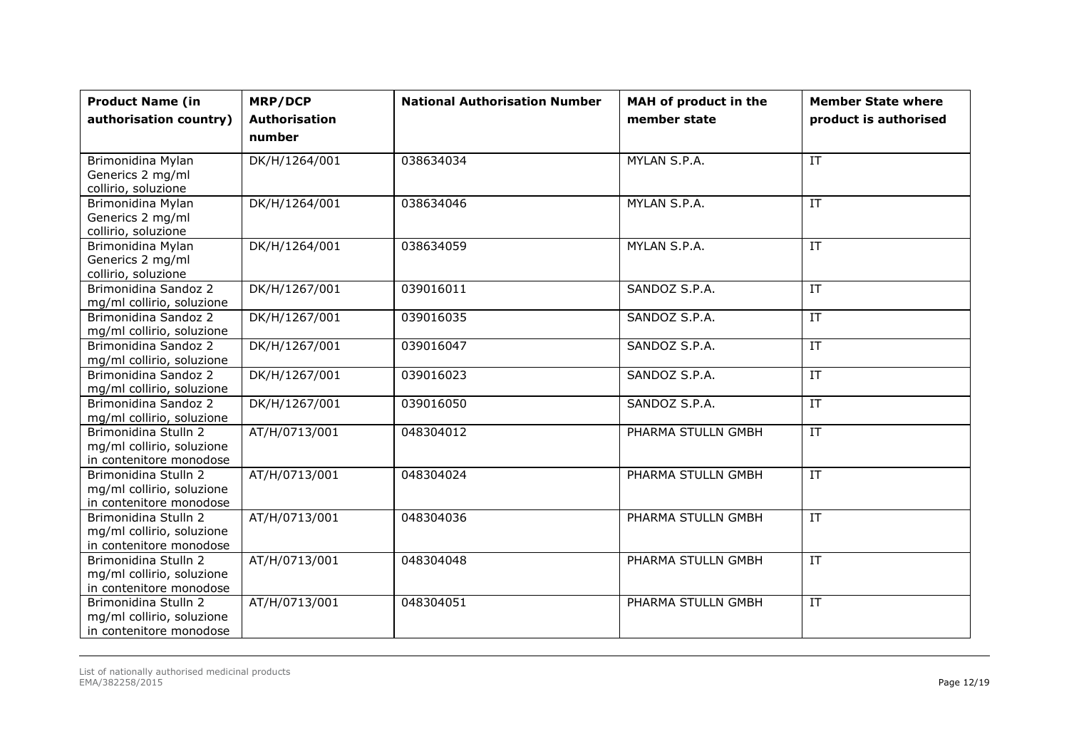| Product Name (in authorisation country) | MRP/DCP Authorisation number | National Authorisation Number | MAH of product in the member state | Member State where product is authorised |
|---|---|---|---|---|
| Brimonidina Mylan Generics 2 mg/ml collirio, soluzione | DK/H/1264/001 | 038634034 | MYLAN S.P.A. | IT |
| Brimonidina Mylan Generics 2 mg/ml collirio, soluzione | DK/H/1264/001 | 038634046 | MYLAN S.P.A. | IT |
| Brimonidina Mylan Generics 2 mg/ml collirio, soluzione | DK/H/1264/001 | 038634059 | MYLAN S.P.A. | IT |
| Brimonidina Sandoz 2 mg/ml collirio, soluzione | DK/H/1267/001 | 039016011 | SANDOZ S.P.A. | IT |
| Brimonidina Sandoz 2 mg/ml collirio, soluzione | DK/H/1267/001 | 039016035 | SANDOZ S.P.A. | IT |
| Brimonidina Sandoz 2 mg/ml collirio, soluzione | DK/H/1267/001 | 039016047 | SANDOZ S.P.A. | IT |
| Brimonidina Sandoz 2 mg/ml collirio, soluzione | DK/H/1267/001 | 039016023 | SANDOZ S.P.A. | IT |
| Brimonidina Sandoz 2 mg/ml collirio, soluzione | DK/H/1267/001 | 039016050 | SANDOZ S.P.A. | IT |
| Brimonidina Stulln 2 mg/ml collirio, soluzione in contenitore monodose | AT/H/0713/001 | 048304012 | PHARMA STULLN GMBH | IT |
| Brimonidina Stulln 2 mg/ml collirio, soluzione in contenitore monodose | AT/H/0713/001 | 048304024 | PHARMA STULLN GMBH | IT |
| Brimonidina Stulln 2 mg/ml collirio, soluzione in contenitore monodose | AT/H/0713/001 | 048304036 | PHARMA STULLN GMBH | IT |
| Brimonidina Stulln 2 mg/ml collirio, soluzione in contenitore monodose | AT/H/0713/001 | 048304048 | PHARMA STULLN GMBH | IT |
| Brimonidina Stulln 2 mg/ml collirio, soluzione in contenitore monodose | AT/H/0713/001 | 048304051 | PHARMA STULLN GMBH | IT |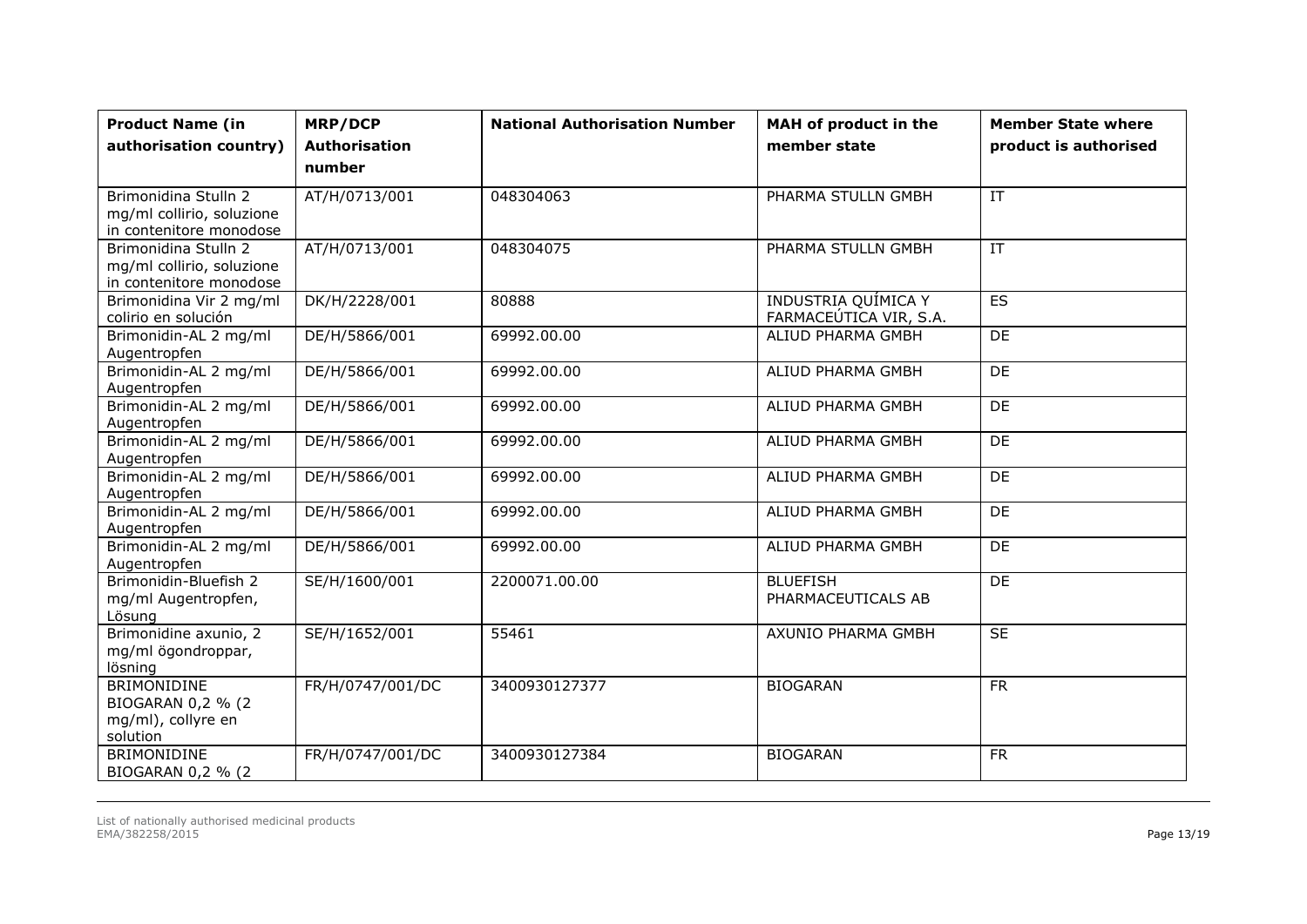| Product Name (in authorisation country) | MRP/DCP Authorisation number | National Authorisation Number | MAH of product in the member state | Member State where product is authorised |
| --- | --- | --- | --- | --- |
| Brimonidina Stulln 2 mg/ml collirio, soluzione in contenitore monodose | AT/H/0713/001 | 048304063 | PHARMA STULLN GMBH | IT |
| Brimonidina Stulln 2 mg/ml collirio, soluzione in contenitore monodose | AT/H/0713/001 | 048304075 | PHARMA STULLN GMBH | IT |
| Brimonidina Vir 2 mg/ml colirio en solución | DK/H/2228/001 | 80888 | INDUSTRIA QUÍMICA Y FARMACEÚTICA VIR, S.A. | ES |
| Brimonidin-AL 2 mg/ml Augentropfen | DE/H/5866/001 | 69992.00.00 | ALIUD PHARMA GMBH | DE |
| Brimonidin-AL 2 mg/ml Augentropfen | DE/H/5866/001 | 69992.00.00 | ALIUD PHARMA GMBH | DE |
| Brimonidin-AL 2 mg/ml Augentropfen | DE/H/5866/001 | 69992.00.00 | ALIUD PHARMA GMBH | DE |
| Brimonidin-AL 2 mg/ml Augentropfen | DE/H/5866/001 | 69992.00.00 | ALIUD PHARMA GMBH | DE |
| Brimonidin-AL 2 mg/ml Augentropfen | DE/H/5866/001 | 69992.00.00 | ALIUD PHARMA GMBH | DE |
| Brimonidin-AL 2 mg/ml Augentropfen | DE/H/5866/001 | 69992.00.00 | ALIUD PHARMA GMBH | DE |
| Brimonidin-AL 2 mg/ml Augentropfen | DE/H/5866/001 | 69992.00.00 | ALIUD PHARMA GMBH | DE |
| Brimonidin-Bluefish 2 mg/ml Augentropfen, Lösung | SE/H/1600/001 | 2200071.00.00 | BLUEFISH PHARMACEUTICALS AB | DE |
| Brimonidine axunio, 2 mg/ml ögondroppar, lösning | SE/H/1652/001 | 55461 | AXUNIO PHARMA GMBH | SE |
| BRIMONIDINE BIOGARAN 0,2 % (2 mg/ml), collyre en solution | FR/H/0747/001/DC | 3400930127377 | BIOGARAN | FR |
| BRIMONIDINE BIOGARAN 0,2 % (2 | FR/H/0747/001/DC | 3400930127384 | BIOGARAN | FR |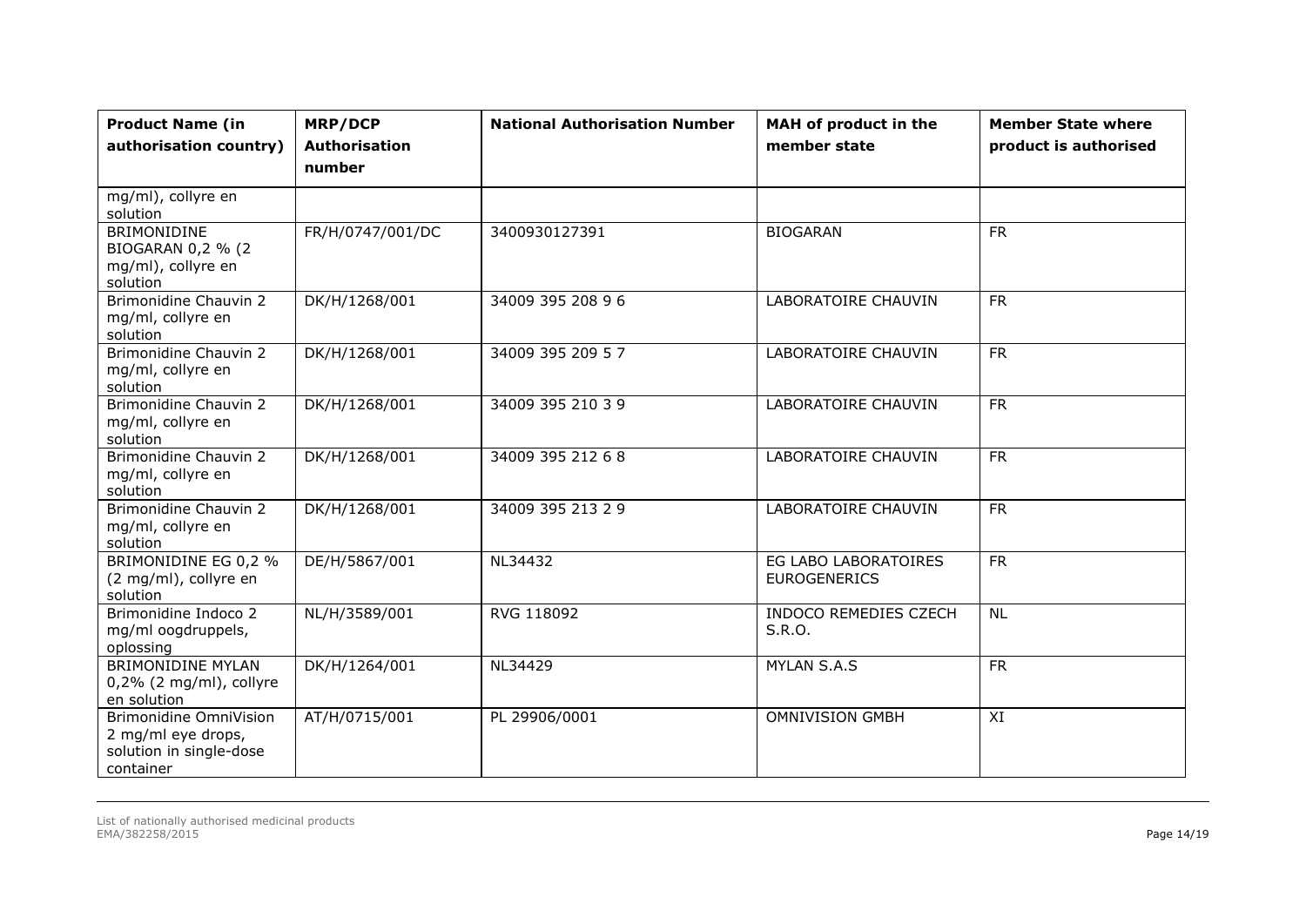| Product Name (in authorisation country) | MRP/DCP Authorisation number | National Authorisation Number | MAH of product in the member state | Member State where product is authorised |
|---|---|---|---|---|
| mg/ml), collyre en solution | | | | |
| BRIMONIDINE BIOGARAN 0,2 % (2 mg/ml), collyre en solution | FR/H/0747/001/DC | 3400930127391 | BIOGARAN | FR |
| Brimonidine Chauvin 2 mg/ml, collyre en solution | DK/H/1268/001 | 34009 395 208 9 6 | LABORATOIRE CHAUVIN | FR |
| Brimonidine Chauvin 2 mg/ml, collyre en solution | DK/H/1268/001 | 34009 395 209 5 7 | LABORATOIRE CHAUVIN | FR |
| Brimonidine Chauvin 2 mg/ml, collyre en solution | DK/H/1268/001 | 34009 395 210 3 9 | LABORATOIRE CHAUVIN | FR |
| Brimonidine Chauvin 2 mg/ml, collyre en solution | DK/H/1268/001 | 34009 395 212 6 8 | LABORATOIRE CHAUVIN | FR |
| Brimonidine Chauvin 2 mg/ml, collyre en solution | DK/H/1268/001 | 34009 395 213 2 9 | LABORATOIRE CHAUVIN | FR |
| BRIMONIDINE EG 0,2 % (2 mg/ml), collyre en solution | DE/H/5867/001 | NL34432 | EG LABO LABORATOIRES EUROGENERICS | FR |
| Brimonidine Indoco 2 mg/ml oogdruppels, oplossing | NL/H/3589/001 | RVG 118092 | INDOCO REMEDIES CZECH S.R.O. | NL |
| BRIMONIDINE MYLAN 0,2% (2 mg/ml), collyre en solution | DK/H/1264/001 | NL34429 | MYLAN S.A.S | FR |
| Brimonidine OmniVision 2 mg/ml eye drops, solution in single-dose container | AT/H/0715/001 | PL 29906/0001 | OMNIVISION GMBH | XI |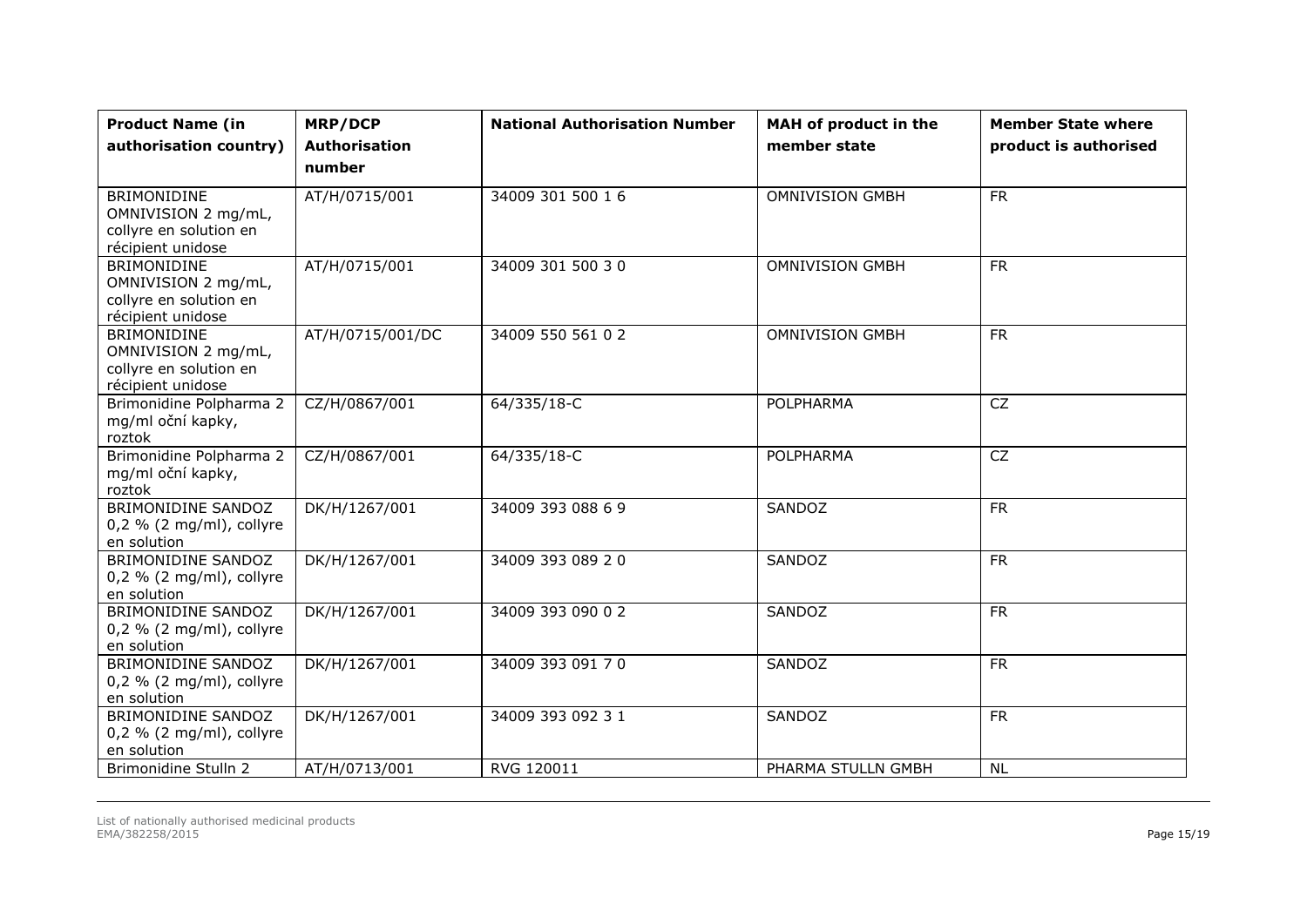| Product Name (in authorisation country) | MRP/DCP Authorisation number | National Authorisation Number | MAH of product in the member state | Member State where product is authorised |
|---|---|---|---|---|
| BRIMONIDINE OMNIVISION 2 mg/mL, collyre en solution en récipient unidose | AT/H/0715/001 | 34009 301 500 1 6 | OMNIVISION GMBH | FR |
| BRIMONIDINE OMNIVISION 2 mg/mL, collyre en solution en récipient unidose | AT/H/0715/001 | 34009 301 500 3 0 | OMNIVISION GMBH | FR |
| BRIMONIDINE OMNIVISION 2 mg/mL, collyre en solution en récipient unidose | AT/H/0715/001/DC | 34009 550 561 0 2 | OMNIVISION GMBH | FR |
| Brimonidine Polpharma 2 mg/ml oční kapky, roztok | CZ/H/0867/001 | 64/335/18-C | POLPHARMA | CZ |
| Brimonidine Polpharma 2 mg/ml oční kapky, roztok | CZ/H/0867/001 | 64/335/18-C | POLPHARMA | CZ |
| BRIMONIDINE SANDOZ 0,2 % (2 mg/ml), collyre en solution | DK/H/1267/001 | 34009 393 088 6 9 | SANDOZ | FR |
| BRIMONIDINE SANDOZ 0,2 % (2 mg/ml), collyre en solution | DK/H/1267/001 | 34009 393 089 2 0 | SANDOZ | FR |
| BRIMONIDINE SANDOZ 0,2 % (2 mg/ml), collyre en solution | DK/H/1267/001 | 34009 393 090 0 2 | SANDOZ | FR |
| BRIMONIDINE SANDOZ 0,2 % (2 mg/ml), collyre en solution | DK/H/1267/001 | 34009 393 091 7 0 | SANDOZ | FR |
| BRIMONIDINE SANDOZ 0,2 % (2 mg/ml), collyre en solution | DK/H/1267/001 | 34009 393 092 3 1 | SANDOZ | FR |
| Brimonidine Stulln 2 | AT/H/0713/001 | RVG 120011 | PHARMA STULLN GMBH | NL |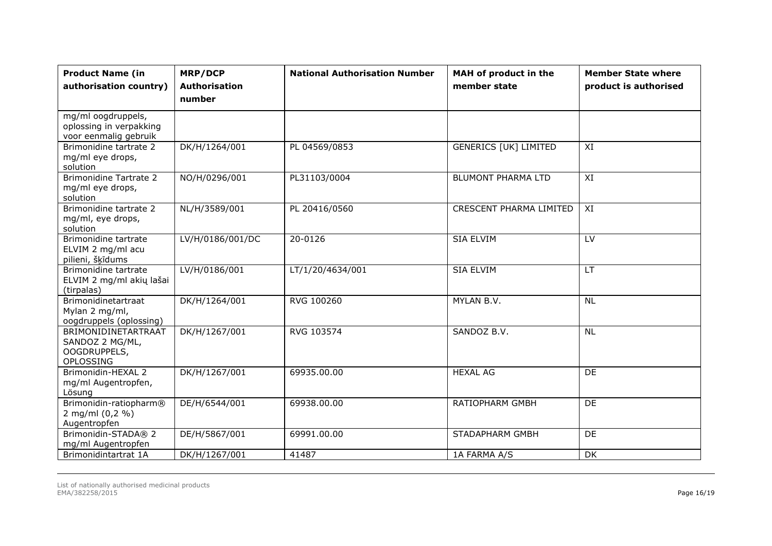| Product Name (in authorisation country) | MRP/DCP Authorisation number | National Authorisation Number | MAH of product in the member state | Member State where product is authorised |
|---|---|---|---|---|
| mg/ml oogdruppels, oplossing in verpakking voor eenmalig gebruik | | | | |
| Brimonidine tartrate 2 mg/ml eye drops, solution | DK/H/1264/001 | PL 04569/0853 | GENERICS [UK] LIMITED | XI |
| Brimonidine Tartrate 2 mg/ml eye drops, solution | NO/H/0296/001 | PL31103/0004 | BLUMONT PHARMA LTD | XI |
| Brimonidine tartrate 2 mg/ml, eye drops, solution | NL/H/3589/001 | PL 20416/0560 | CRESCENT PHARMA LIMITED | XI |
| Brimonidine tartrate ELVIM 2 mg/ml acu pilieni, šķīdums | LV/H/0186/001/DC | 20-0126 | SIA ELVIM | LV |
| Brimonidine tartrate ELVIM 2 mg/ml akių lašai (tirpalas) | LV/H/0186/001 | LT/1/20/4634/001 | SIA ELVIM | LT |
| Brimonidinetartraat Mylan 2 mg/ml, oogdruppels (oplossing) | DK/H/1264/001 | RVG 100260 | MYLAN B.V. | NL |
| BRIMONIDINETARTRAAT SANDOZ 2 MG/ML, OOGDRUPPELS, OPLOSSING | DK/H/1267/001 | RVG 103574 | SANDOZ B.V. | NL |
| Brimonidin-HEXAL 2 mg/ml Augentropfen, Lösung | DK/H/1267/001 | 69935.00.00 | HEXAL AG | DE |
| Brimonidin-ratiopharm® 2 mg/ml (0,2 %) Augentropfen | DE/H/6544/001 | 69938.00.00 | RATIOPHARM GMBH | DE |
| Brimonidin-STADA® 2 mg/ml Augentropfen | DE/H/5867/001 | 69991.00.00 | STADAPHARM GMBH | DE |
| Brimonidintartrat 1A | DK/H/1267/001 | 41487 | 1A FARMA A/S | DK |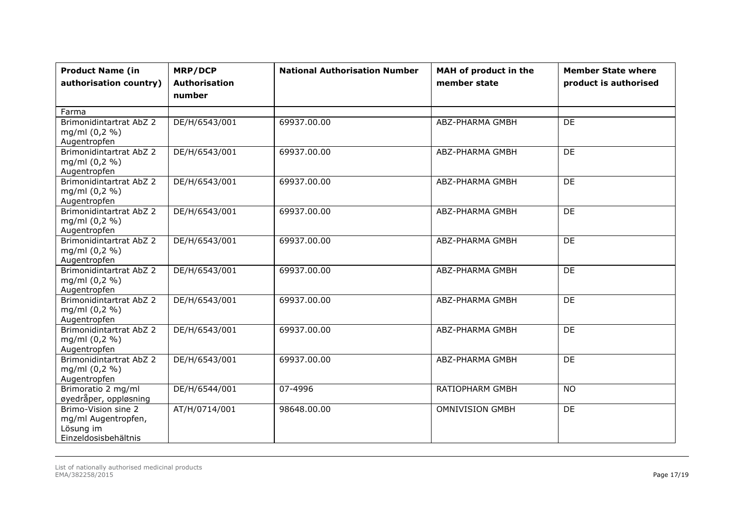| Product Name (in authorisation country) | MRP/DCP Authorisation number | National Authorisation Number | MAH of product in the member state | Member State where product is authorised |
|---|---|---|---|---|
| Farma | | | | |
| Brimonidintartrat AbZ 2 mg/ml (0,2 %) Augentropfen | DE/H/6543/001 | 69937.00.00 | ABZ-PHARMA GMBH | DE |
| Brimonidintartrat AbZ 2 mg/ml (0,2 %) Augentropfen | DE/H/6543/001 | 69937.00.00 | ABZ-PHARMA GMBH | DE |
| Brimonidintartrat AbZ 2 mg/ml (0,2 %) Augentropfen | DE/H/6543/001 | 69937.00.00 | ABZ-PHARMA GMBH | DE |
| Brimonidintartrat AbZ 2 mg/ml (0,2 %) Augentropfen | DE/H/6543/001 | 69937.00.00 | ABZ-PHARMA GMBH | DE |
| Brimonidintartrat AbZ 2 mg/ml (0,2 %) Augentropfen | DE/H/6543/001 | 69937.00.00 | ABZ-PHARMA GMBH | DE |
| Brimonidintartrat AbZ 2 mg/ml (0,2 %) Augentropfen | DE/H/6543/001 | 69937.00.00 | ABZ-PHARMA GMBH | DE |
| Brimonidintartrat AbZ 2 mg/ml (0,2 %) Augentropfen | DE/H/6543/001 | 69937.00.00 | ABZ-PHARMA GMBH | DE |
| Brimonidintartrat AbZ 2 mg/ml (0,2 %) Augentropfen | DE/H/6543/001 | 69937.00.00 | ABZ-PHARMA GMBH | DE |
| Brimonidintartrat AbZ 2 mg/ml (0,2 %) Augentropfen | DE/H/6543/001 | 69937.00.00 | ABZ-PHARMA GMBH | DE |
| Brimoratio 2 mg/ml øyedråper, oppløsning | DE/H/6544/001 | 07-4996 | RATIOPHARM GMBH | NO |
| Brimo-Vision sine 2 mg/ml Augentropfen, Lösung im Einzeldosisbehältnis | AT/H/0714/001 | 98648.00.00 | OMNIVISION GMBH | DE |

List of nationally authorised medicinal products
EMA/382258/2015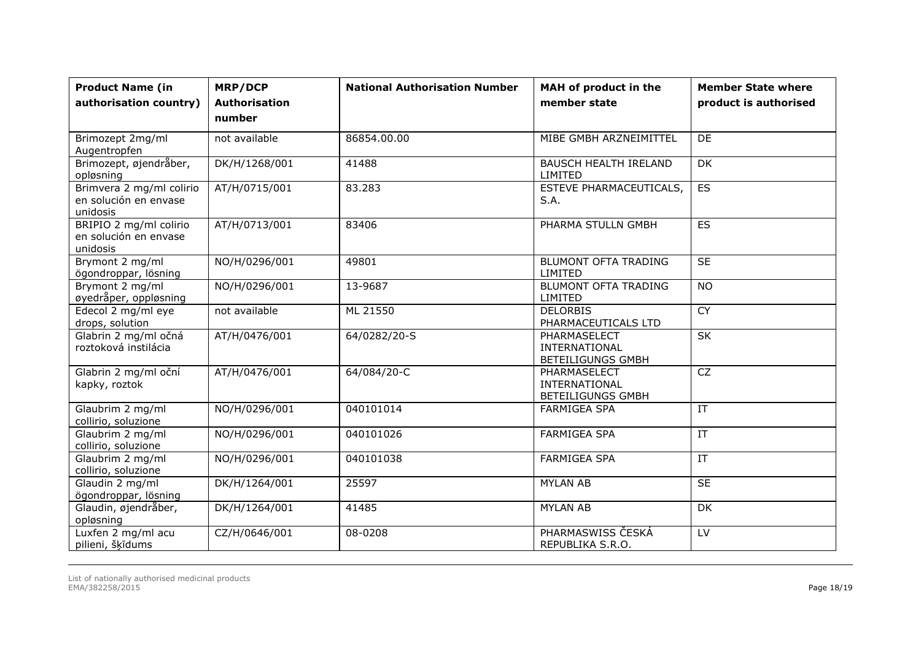| Product Name (in authorisation country) | MRP/DCP Authorisation number | National Authorisation Number | MAH of product in the member state | Member State where product is authorised |
|---|---|---|---|---|
| Brimozept 2mg/ml Augentropfen | not available | 86854.00.00 | MIBE GMBH ARZNEIMITTEL | DE |
| Brimozept, øjendråber, opløsning | DK/H/1268/001 | 41488 | BAUSCH HEALTH IRELAND LIMITED | DK |
| Brimvera 2 mg/ml colirio en solución en envase unidosis | AT/H/0715/001 | 83.283 | ESTEVE PHARMACEUTICALS, S.A. | ES |
| BRIPIO 2 mg/ml colirio en solución en envase unidosis | AT/H/0713/001 | 83406 | PHARMA STULLN GMBH | ES |
| Brymont 2 mg/ml ögondroppar, lösning | NO/H/0296/001 | 49801 | BLUMONT OFTA TRADING LIMITED | SE |
| Brymont 2 mg/ml øyedråper, oppløsning | NO/H/0296/001 | 13-9687 | BLUMONT OFTA TRADING LIMITED | NO |
| Edecol 2 mg/ml eye drops, solution | not available | ML 21550 | DELORBIS PHARMACEUTICALS LTD | CY |
| Glabrin 2 mg/ml očná roztoková instilácia | AT/H/0476/001 | 64/0282/20-S | PHARMASELECT INTERNATIONAL BETEILIGUNGS GMBH | SK |
| Glabrin 2 mg/ml oční kapky, roztok | AT/H/0476/001 | 64/084/20-C | PHARMASELECT INTERNATIONAL BETEILIGUNGS GMBH | CZ |
| Glaubrim 2 mg/ml collirio, soluzione | NO/H/0296/001 | 040101014 | FARMIGEA SPA | IT |
| Glaubrim 2 mg/ml collirio, soluzione | NO/H/0296/001 | 040101026 | FARMIGEA SPA | IT |
| Glaubrim 2 mg/ml collirio, soluzione | NO/H/0296/001 | 040101038 | FARMIGEA SPA | IT |
| Glaudin 2 mg/ml ögondroppar, lösning | DK/H/1264/001 | 25597 | MYLAN AB | SE |
| Glaudin, øjendråber, opløsning | DK/H/1264/001 | 41485 | MYLAN AB | DK |
| Luxfen 2 mg/ml acu pilieni, šķīdums | CZ/H/0646/001 | 08-0208 | PHARMASWISS ČESKÁ REPUBLIKA S.R.O. | LV |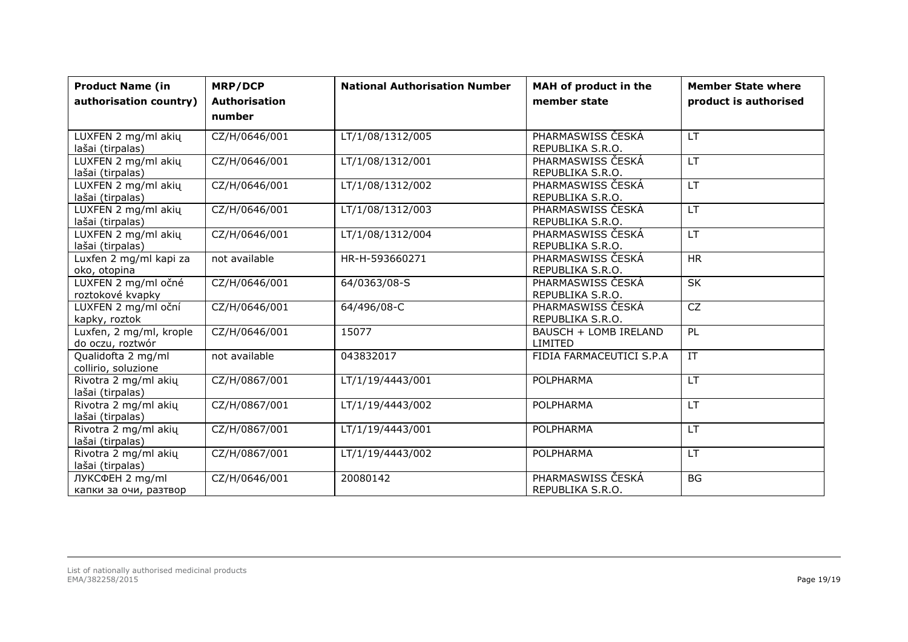| Product Name (in authorisation country) | MRP/DCP Authorisation number | National Authorisation Number | MAH of product in the member state | Member State where product is authorised |
|---|---|---|---|---|
| LUXFEN 2 mg/ml akių lašai (tirpalas) | CZ/H/0646/001 | LT/1/08/1312/005 | PHARMASWISS ČESKÁ REPUBLIKA S.R.O. | LT |
| LUXFEN 2 mg/ml akių lašai (tirpalas) | CZ/H/0646/001 | LT/1/08/1312/001 | PHARMASWISS ČESKÁ REPUBLIKA S.R.O. | LT |
| LUXFEN 2 mg/ml akių lašai (tirpalas) | CZ/H/0646/001 | LT/1/08/1312/002 | PHARMASWISS ČESKÁ REPUBLIKA S.R.O. | LT |
| LUXFEN 2 mg/ml akių lašai (tirpalas) | CZ/H/0646/001 | LT/1/08/1312/003 | PHARMASWISS ČESKÁ REPUBLIKA S.R.O. | LT |
| LUXFEN 2 mg/ml akių lašai (tirpalas) | CZ/H/0646/001 | LT/1/08/1312/004 | PHARMASWISS ČESKÁ REPUBLIKA S.R.O. | LT |
| Luxfen 2 mg/ml kapi za oko, otopina | not available | HR-H-593660271 | PHARMASWISS ČESKÁ REPUBLIKA S.R.O. | HR |
| LUXFEN 2 mg/ml očné roztokové kvapky | CZ/H/0646/001 | 64/0363/08-S | PHARMASWISS ČESKÁ REPUBLIKA S.R.O. | SK |
| LUXFEN 2 mg/ml oční kapky, roztok | CZ/H/0646/001 | 64/496/08-C | PHARMASWISS ČESKÁ REPUBLIKA S.R.O. | CZ |
| Luxfen, 2 mg/ml, krople do oczu, roztwór | CZ/H/0646/001 | 15077 | BAUSCH + LOMB IRELAND LIMITED | PL |
| Qualidofta 2 mg/ml collirio, soluzione | not available | 043832017 | FIDIA FARMACEUTICI S.P.A | IT |
| Rivotra 2 mg/ml akių lašai (tirpalas) | CZ/H/0867/001 | LT/1/19/4443/001 | POLPHARMA | LT |
| Rivotra 2 mg/ml akių lašai (tirpalas) | CZ/H/0867/001 | LT/1/19/4443/002 | POLPHARMA | LT |
| Rivotra 2 mg/ml akių lašai (tirpalas) | CZ/H/0867/001 | LT/1/19/4443/001 | POLPHARMA | LT |
| Rivotra 2 mg/ml akių lašai (tirpalas) | CZ/H/0867/001 | LT/1/19/4443/002 | POLPHARMA | LT |
| ЛУКСФЕН 2 mg/ml капки за очи, разтвор | CZ/H/0646/001 | 20080142 | PHARMASWISS ČESKÁ REPUBLIKA S.R.O. | BG |

List of nationally authorised medicinal products
EMA/382258/2015